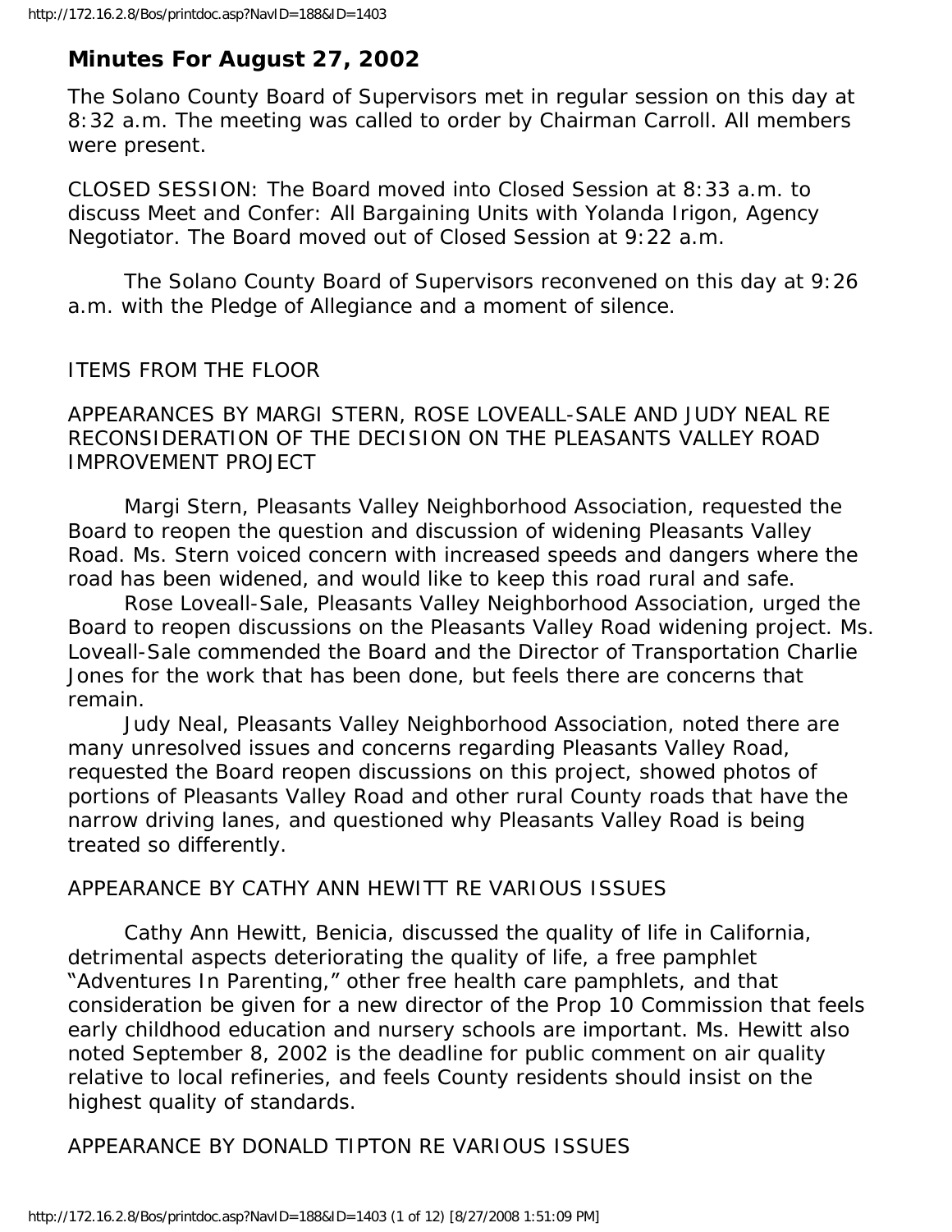## Minutes For August 27, 2002

The Solano County Board of Supervisors met in regular session on this day at 8:32 a.m. The meeting was called to order by Chairman Carroll. All members were present.

CLOSED SESSION: The Board moved into Closed Session at 8:33 a.m. to discuss Meet and Confer: All Bargaining Units with Yolanda Irigon, Agency Negotiator. The Board moved out of Closed Session at 9:22 a.m.

The Solano County Board of Supervisors reconvened on this day at 9:26 a.m. with the Pledge of Allegiance and a moment of silence.

ITEMS FROM THE FLOOR

APPEARANCES BY MARGI STERN, ROSE LOVEALL-SALE AND JUDY NEAL RE RECONSIDERATION OF THE DECISION ON THE PLEASANTS VALLEY ROAD IMPROVEMENT PROJECT

Margi Stern, Pleasants Valley Neighborhood Association, requested the Board to reopen the question and discussion of widening Pleasants Valley Road. Ms. Stern voiced concern with increased speeds and dangers where the road has been widened, and would like to keep this road rural and safe.

Rose Loveall-Sale, Pleasants Valley Neighborhood Association, urged the Board to reopen discussions on the Pleasants Valley Road widening project. Ms. Loveall-Sale commended the Board and the Director of Transportation Charlie Jones for the work that has been done, but feels there are concerns that remain.

Judy Neal, Pleasants Valley Neighborhood Association, noted there are many unresolved issues and concerns regarding Pleasants Valley Road, requested the Board reopen discussions on this project, showed photos of portions of Pleasants Valley Road and other rural County roads that have the narrow driving lanes, and questioned why Pleasants Valley Road is being treated so differently.

APPEARANCE BY CATHY ANN HEWITT RE VARIOUS ISSUES

Cathy Ann Hewitt, Benicia, discussed the quality of life in California, detrimental aspects deteriorating the quality of life, a free pamphlet "Adventures In Parenting," other free health care pamphlets, and that consideration be given for a new director of the Prop 10 Commission that feels early childhood education and nursery schools are important. Ms. Hewitt also noted September 8, 2002 is the deadline for public comment on air quality relative to local refineries, and feels County residents should insist on the highest quality of standards.

APPEARANCE BY DONALD TIPTON RE VARIOUS ISSUES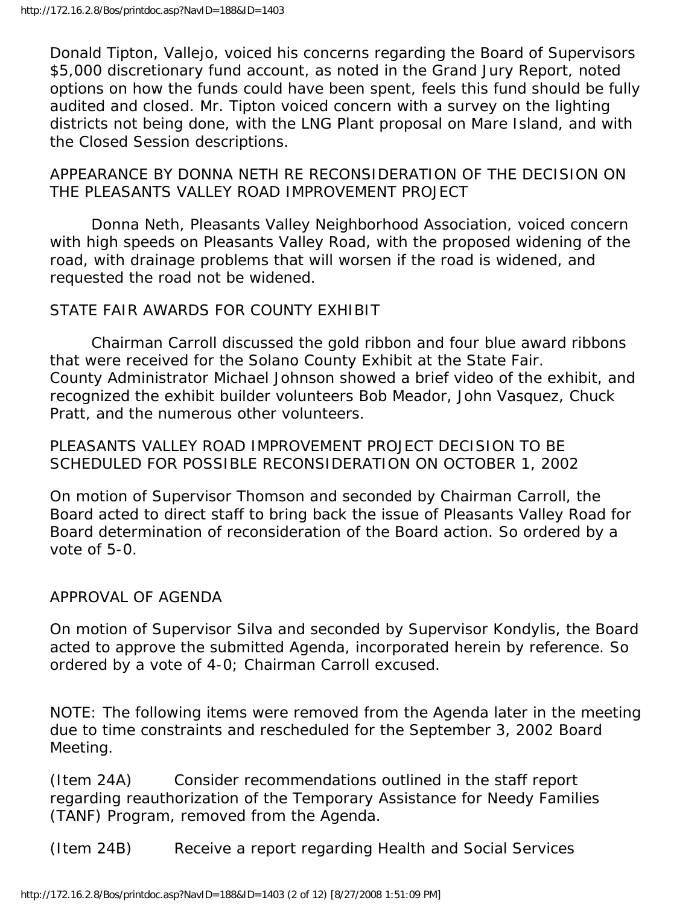Donald Tipton, Vallejo, voiced his concerns regarding the Board of Supervisors $5,000 discretionary fund account, as noted in the Grand Jury Report, noted options on how the funds could have been spent, feels this fund should be fully audited and closed. Mr. Tipton voiced concern with a survey on the lighting districts not being done, with the LNG Plant proposal on Mare Island, and with the Closed Session descriptions.

APPEARANCE BY DONNA NETH RE RECONSIDERATION OF THE DECISION ON THE PLEASANTS VALLEY ROAD IMPROVEMENT PROJECT

Donna Neth, Pleasants Valley Neighborhood Association, voiced concern with high speeds on Pleasants Valley Road, with the proposed widening of the road, with drainage problems that will worsen if the road is widened, and requested the road not be widened.

STATE FAIR AWARDS FOR COUNTY EXHIBIT

Chairman Carroll discussed the gold ribbon and four blue award ribbons that were received for the Solano County Exhibit at the State Fair. County Administrator Michael Johnson showed a brief video of the exhibit, and recognized the exhibit builder volunteers Bob Meador, John Vasquez, Chuck Pratt, and the numerous other volunteers.

PLEASANTS VALLEY ROAD IMPROVEMENT PROJECT DECISION TO BE SCHEDULED FOR POSSIBLE RECONSIDERATION ON OCTOBER 1, 2002

On motion of Supervisor Thomson and seconded by Chairman Carroll, the Board acted to direct staff to bring back the issue of Pleasants Valley Road for Board determination of reconsideration of the Board action. So ordered by a vote of 5-0.

APPROVAL OF AGENDA

On motion of Supervisor Silva and seconded by Supervisor Kondylis, the Board acted to approve the submitted Agenda, incorporated herein by reference. So ordered by a vote of 4-0; Chairman Carroll excused.

NOTE: The following items were removed from the Agenda later in the meeting due to time constraints and rescheduled for the September 3, 2002 Board Meeting.

(Item 24A) Consider recommendations outlined in the staff report regarding reauthorization of the Temporary Assistance for Needy Families (TANF) Program, removed from the Agenda.

(Item 24B) Receive a report regarding Health and Social Services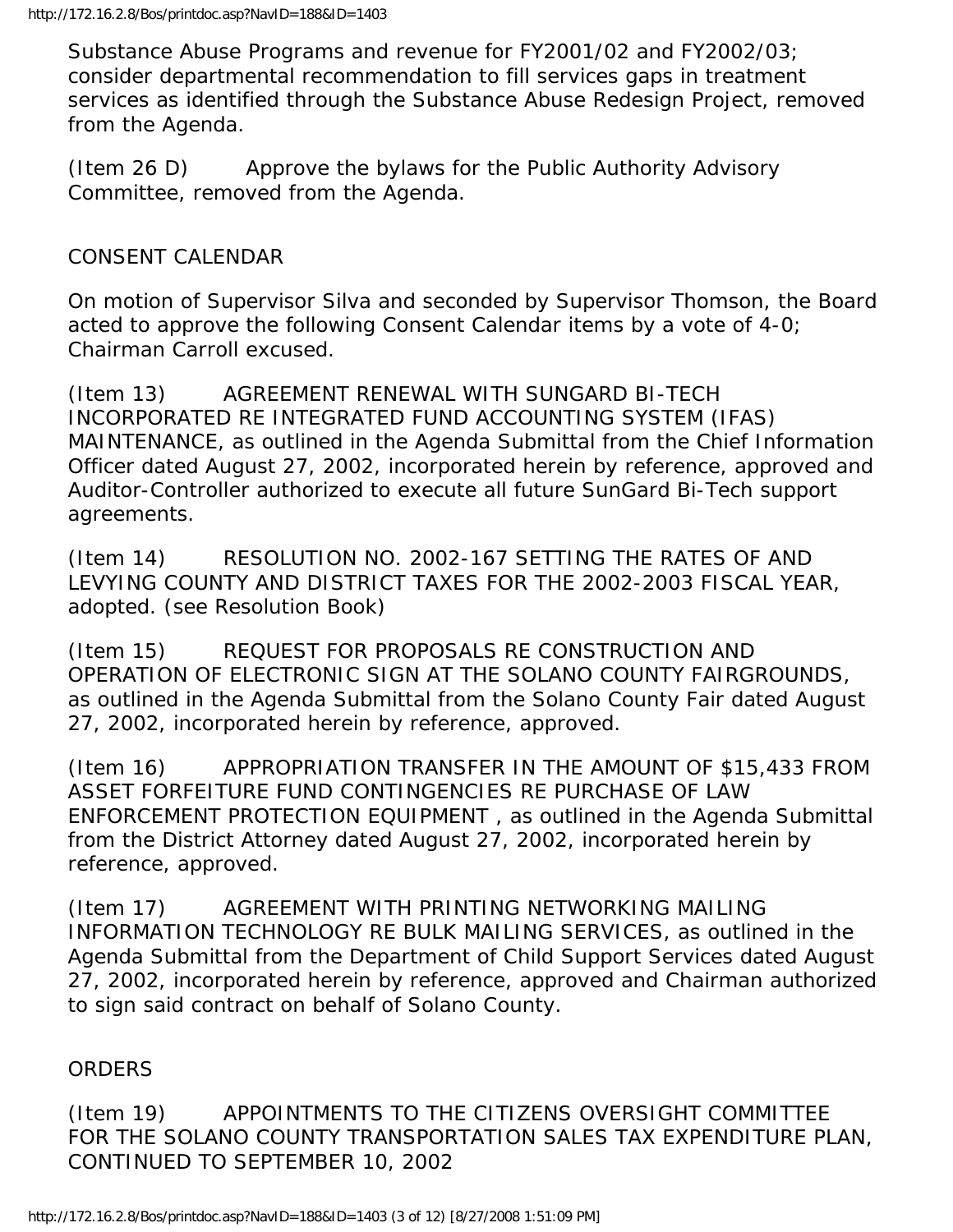Substance Abuse Programs and revenue for FY2001/02 and FY2002/03; consider departmental recommendation to fill services gaps in treatment services as identified through the Substance Abuse Redesign Project, removed from the Agenda.

(Item 26 D) Approve the bylaws for the Public Authority Advisory Committee, removed from the Agenda.

CONSENT CALENDAR

On motion of Supervisor Silva and seconded by Supervisor Thomson, the Board acted to approve the following Consent Calendar items by a vote of 4-0; Chairman Carroll excused.

(Item 13) AGREEMENT RENEWAL WITH SUNGARD BI-TECH INCORPORATED RE INTEGRATED FUND ACCOUNTING SYSTEM (IFAS) MAINTENANCE, as outlined in the Agenda Submittal from the Chief Information Officer dated August 27, 2002, incorporated herein by reference, approved and Auditor-Controller authorized to execute all future SunGard Bi-Tech support agreements.

(Item 14) RESOLUTION NO. 2002-167 SETTING THE RATES OF AND LEVYING COUNTY AND DISTRICT TAXES FOR THE 2002-2003 FISCAL YEAR, adopted. (see Resolution Book)

(Item 15) REQUEST FOR PROPOSALS RE CONSTRUCTION AND OPERATION OF ELECTRONIC SIGN AT THE SOLANO COUNTY FAIRGROUNDS, as outlined in the Agenda Submittal from the Solano County Fair dated August 27, 2002, incorporated herein by reference, approved.

(Item 16) APPROPRIATION TRANSFER IN THE AMOUNT OF $15,433 FROM ASSET FORFEITURE FUND CONTINGENCIES RE PURCHASE OF LAW ENFORCEMENT PROTECTION EQUIPMENT , as outlined in the Agenda Submittal from the District Attorney dated August 27, 2002, incorporated herein by reference, approved.

(Item 17) AGREEMENT WITH PRINTING NETWORKING MAILING INFORMATION TECHNOLOGY RE BULK MAILING SERVICES, as outlined in the Agenda Submittal from the Department of Child Support Services dated August 27, 2002, incorporated herein by reference, approved and Chairman authorized to sign said contract on behalf of Solano County.

ORDERS

(Item 19) APPOINTMENTS TO THE CITIZENS OVERSIGHT COMMITTEE FOR THE SOLANO COUNTY TRANSPORTATION SALES TAX EXPENDITURE PLAN, CONTINUED TO SEPTEMBER 10, 2002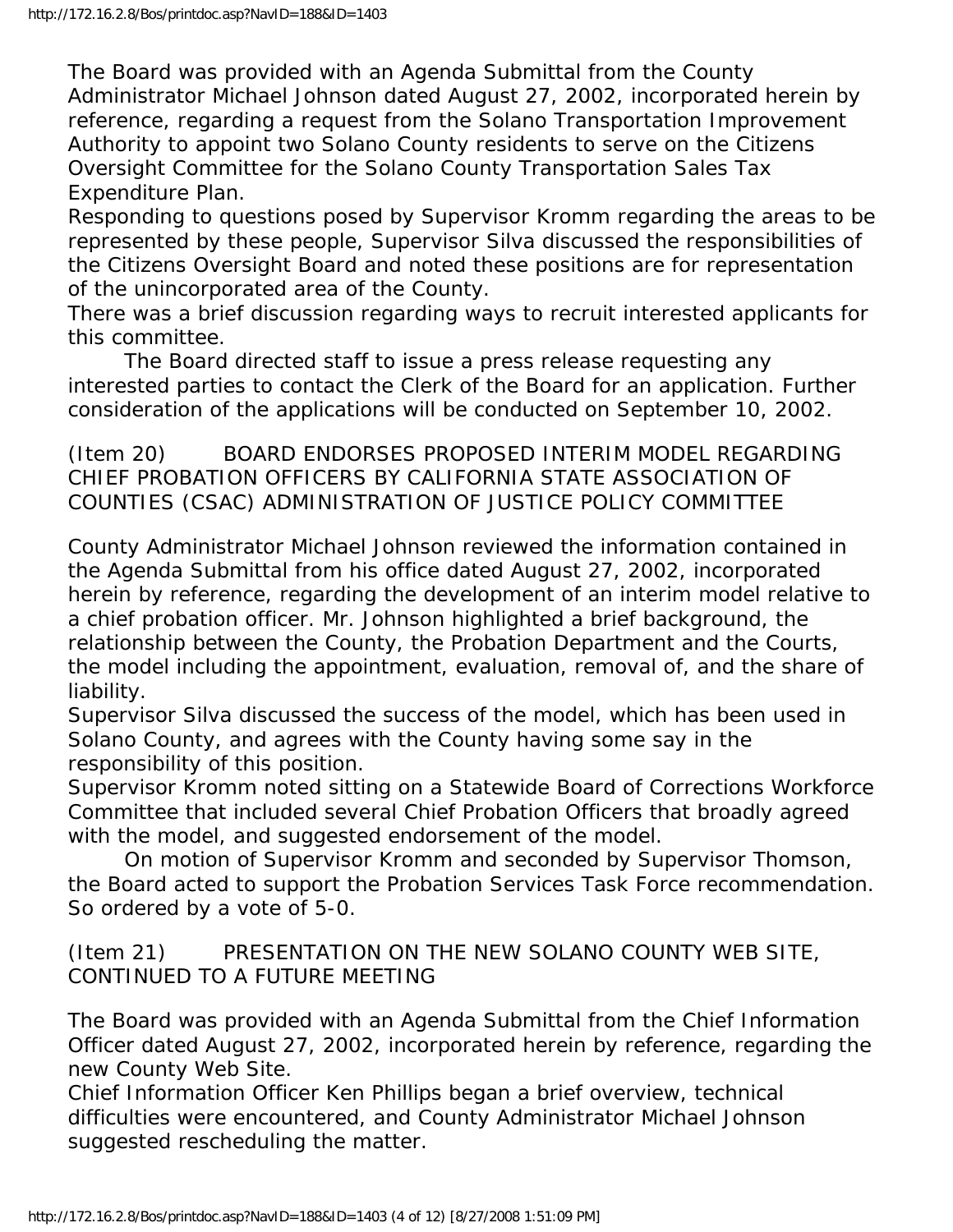The Board was provided with an Agenda Submittal from the County Administrator Michael Johnson dated August 27, 2002, incorporated herein by reference, regarding a request from the Solano Transportation Improvement Authority to appoint two Solano County residents to serve on the Citizens Oversight Committee for the Solano County Transportation Sales Tax Expenditure Plan.

Responding to questions posed by Supervisor Kromm regarding the areas to be represented by these people, Supervisor Silva discussed the responsibilities of the Citizens Oversight Board and noted these positions are for representation of the unincorporated area of the County.

There was a brief discussion regarding ways to recruit interested applicants for this committee.

The Board directed staff to issue a press release requesting any interested parties to contact the Clerk of the Board for an application. Further consideration of the applications will be conducted on September 10, 2002.

(Item 20) BOARD ENDORSES PROPOSED INTERIM MODEL REGARDING CHIEF PROBATION OFFICERS BY CALIFORNIA STATE ASSOCIATION OF COUNTIES (CSAC) ADMINISTRATION OF JUSTICE POLICY COMMITTEE

County Administrator Michael Johnson reviewed the information contained in the Agenda Submittal from his office dated August 27, 2002, incorporated herein by reference, regarding the development of an interim model relative to a chief probation officer. Mr. Johnson highlighted a brief background, the relationship between the County, the Probation Department and the Courts, the model including the appointment, evaluation, removal of, and the share of liability.

Supervisor Silva discussed the success of the model, which has been used in Solano County, and agrees with the County having some say in the responsibility of this position.

Supervisor Kromm noted sitting on a Statewide Board of Corrections Workforce Committee that included several Chief Probation Officers that broadly agreed with the model, and suggested endorsement of the model.

On motion of Supervisor Kromm and seconded by Supervisor Thomson, the Board acted to support the Probation Services Task Force recommendation. So ordered by a vote of 5-0.

(Item 21) PRESENTATION ON THE NEW SOLANO COUNTY WEB SITE, CONTINUED TO A FUTURE MEETING

The Board was provided with an Agenda Submittal from the Chief Information Officer dated August 27, 2002, incorporated herein by reference, regarding the new County Web Site.

Chief Information Officer Ken Phillips began a brief overview, technical difficulties were encountered, and County Administrator Michael Johnson suggested rescheduling the matter.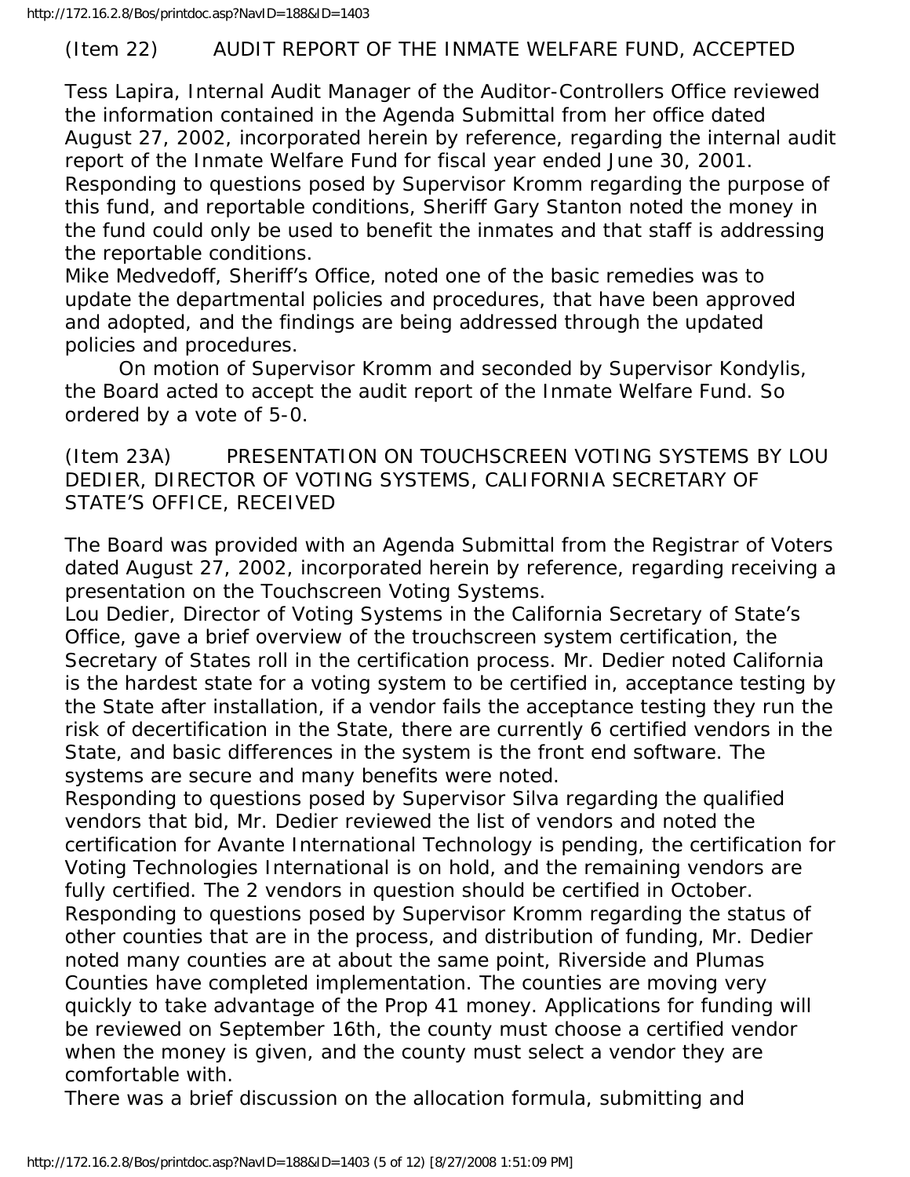(Item 22) AUDIT REPORT OF THE INMATE WELFARE FUND, ACCEPTED

Tess Lapira, Internal Audit Manager of the Auditor-Controllers Office reviewed the information contained in the Agenda Submittal from her office dated August 27, 2002, incorporated herein by reference, regarding the internal audit report of the Inmate Welfare Fund for fiscal year ended June 30, 2001. Responding to questions posed by Supervisor Kromm regarding the purpose of this fund, and reportable conditions, Sheriff Gary Stanton noted the money in the fund could only be used to benefit the inmates and that staff is addressing the reportable conditions.
Mike Medvedoff, Sheriff's Office, noted one of the basic remedies was to update the departmental policies and procedures, that have been approved and adopted, and the findings are being addressed through the updated policies and procedures.

On motion of Supervisor Kromm and seconded by Supervisor Kondylis, the Board acted to accept the audit report of the Inmate Welfare Fund. So ordered by a vote of 5-0.

(Item 23A) PRESENTATION ON TOUCHSCREEN VOTING SYSTEMS BY LOU DEDIER, DIRECTOR OF VOTING SYSTEMS, CALIFORNIA SECRETARY OF STATE'S OFFICE, RECEIVED

The Board was provided with an Agenda Submittal from the Registrar of Voters dated August 27, 2002, incorporated herein by reference, regarding receiving a presentation on the Touchscreen Voting Systems.
Lou Dedier, Director of Voting Systems in the California Secretary of State's Office, gave a brief overview of the trouchscreen system certification, the Secretary of States roll in the certification process. Mr. Dedier noted California is the hardest state for a voting system to be certified in, acceptance testing by the State after installation, if a vendor fails the acceptance testing they run the risk of decertification in the State, there are currently 6 certified vendors in the State, and basic differences in the system is the front end software. The systems are secure and many benefits were noted.
Responding to questions posed by Supervisor Silva regarding the qualified vendors that bid, Mr. Dedier reviewed the list of vendors and noted the certification for Avante International Technology is pending, the certification for Voting Technologies International is on hold, and the remaining vendors are fully certified. The 2 vendors in question should be certified in October.
Responding to questions posed by Supervisor Kromm regarding the status of other counties that are in the process, and distribution of funding, Mr. Dedier noted many counties are at about the same point, Riverside and Plumas Counties have completed implementation. The counties are moving very quickly to take advantage of the Prop 41 money. Applications for funding will be reviewed on September 16th, the county must choose a certified vendor when the money is given, and the county must select a vendor they are comfortable with.
There was a brief discussion on the allocation formula, submitting and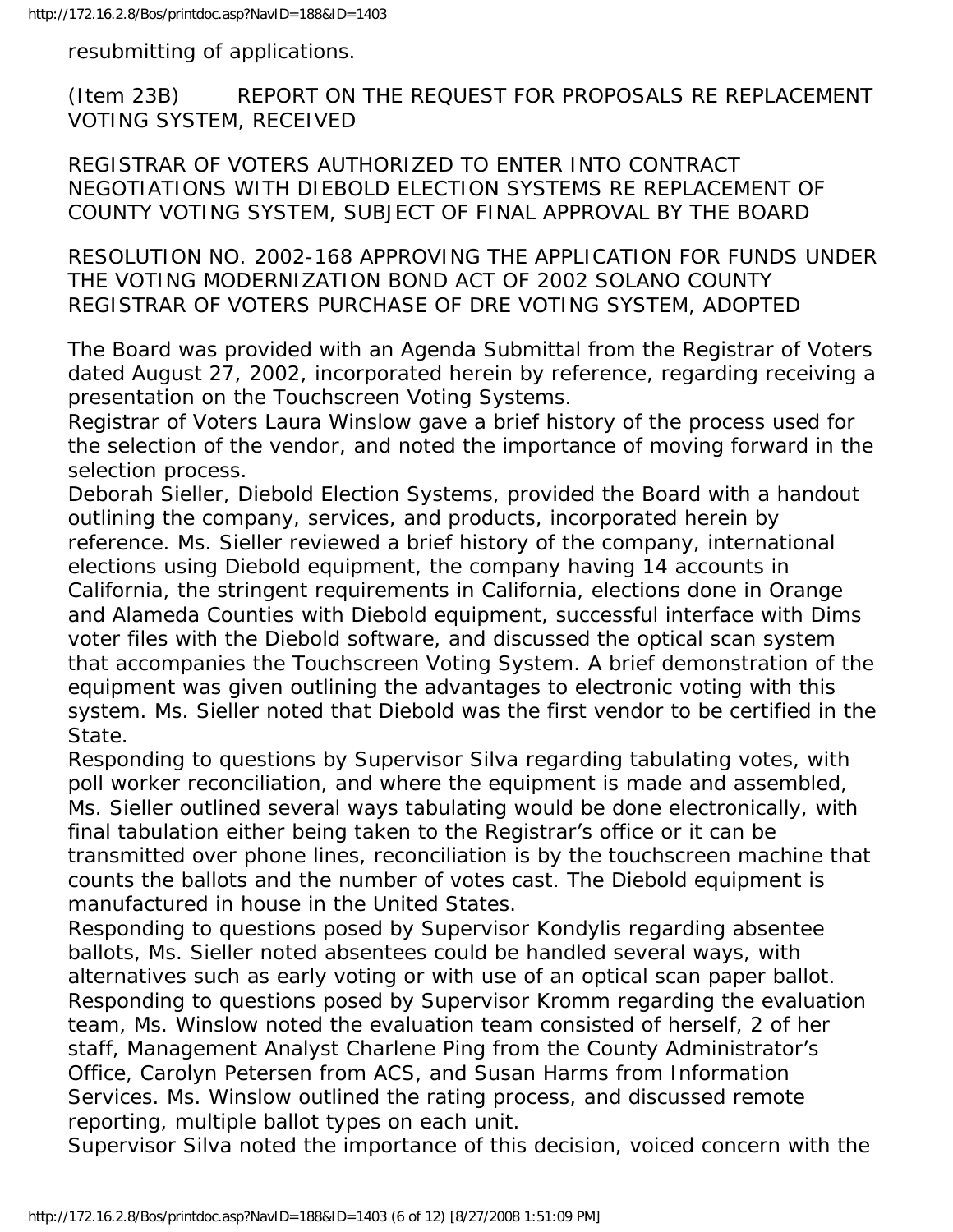resubmitting of applications.

(Item 23B) REPORT ON THE REQUEST FOR PROPOSALS RE REPLACEMENT VOTING SYSTEM, RECEIVED

REGISTRAR OF VOTERS AUTHORIZED TO ENTER INTO CONTRACT NEGOTIATIONS WITH DIEBOLD ELECTION SYSTEMS RE REPLACEMENT OF COUNTY VOTING SYSTEM, SUBJECT OF FINAL APPROVAL BY THE BOARD

RESOLUTION NO. 2002-168 APPROVING THE APPLICATION FOR FUNDS UNDER THE VOTING MODERNIZATION BOND ACT OF 2002 SOLANO COUNTY REGISTRAR OF VOTERS PURCHASE OF DRE VOTING SYSTEM, ADOPTED

The Board was provided with an Agenda Submittal from the Registrar of Voters dated August 27, 2002, incorporated herein by reference, regarding receiving a presentation on the Touchscreen Voting Systems.

Registrar of Voters Laura Winslow gave a brief history of the process used for the selection of the vendor, and noted the importance of moving forward in the selection process.

Deborah Sieller, Diebold Election Systems, provided the Board with a handout outlining the company, services, and products, incorporated herein by reference. Ms. Sieller reviewed a brief history of the company, international elections using Diebold equipment, the company having 14 accounts in California, the stringent requirements in California, elections done in Orange and Alameda Counties with Diebold equipment, successful interface with Dims voter files with the Diebold software, and discussed the optical scan system that accompanies the Touchscreen Voting System. A brief demonstration of the equipment was given outlining the advantages to electronic voting with this system. Ms. Sieller noted that Diebold was the first vendor to be certified in the State.

Responding to questions by Supervisor Silva regarding tabulating votes, with poll worker reconciliation, and where the equipment is made and assembled, Ms. Sieller outlined several ways tabulating would be done electronically, with final tabulation either being taken to the Registrar's office or it can be transmitted over phone lines, reconciliation is by the touchscreen machine that counts the ballots and the number of votes cast. The Diebold equipment is manufactured in house in the United States.

Responding to questions posed by Supervisor Kondylis regarding absentee ballots, Ms. Sieller noted absentees could be handled several ways, with alternatives such as early voting or with use of an optical scan paper ballot.

Responding to questions posed by Supervisor Kromm regarding the evaluation team, Ms. Winslow noted the evaluation team consisted of herself, 2 of her staff, Management Analyst Charlene Ping from the County Administrator's Office, Carolyn Petersen from ACS, and Susan Harms from Information Services. Ms. Winslow outlined the rating process, and discussed remote reporting, multiple ballot types on each unit.

Supervisor Silva noted the importance of this decision, voiced concern with the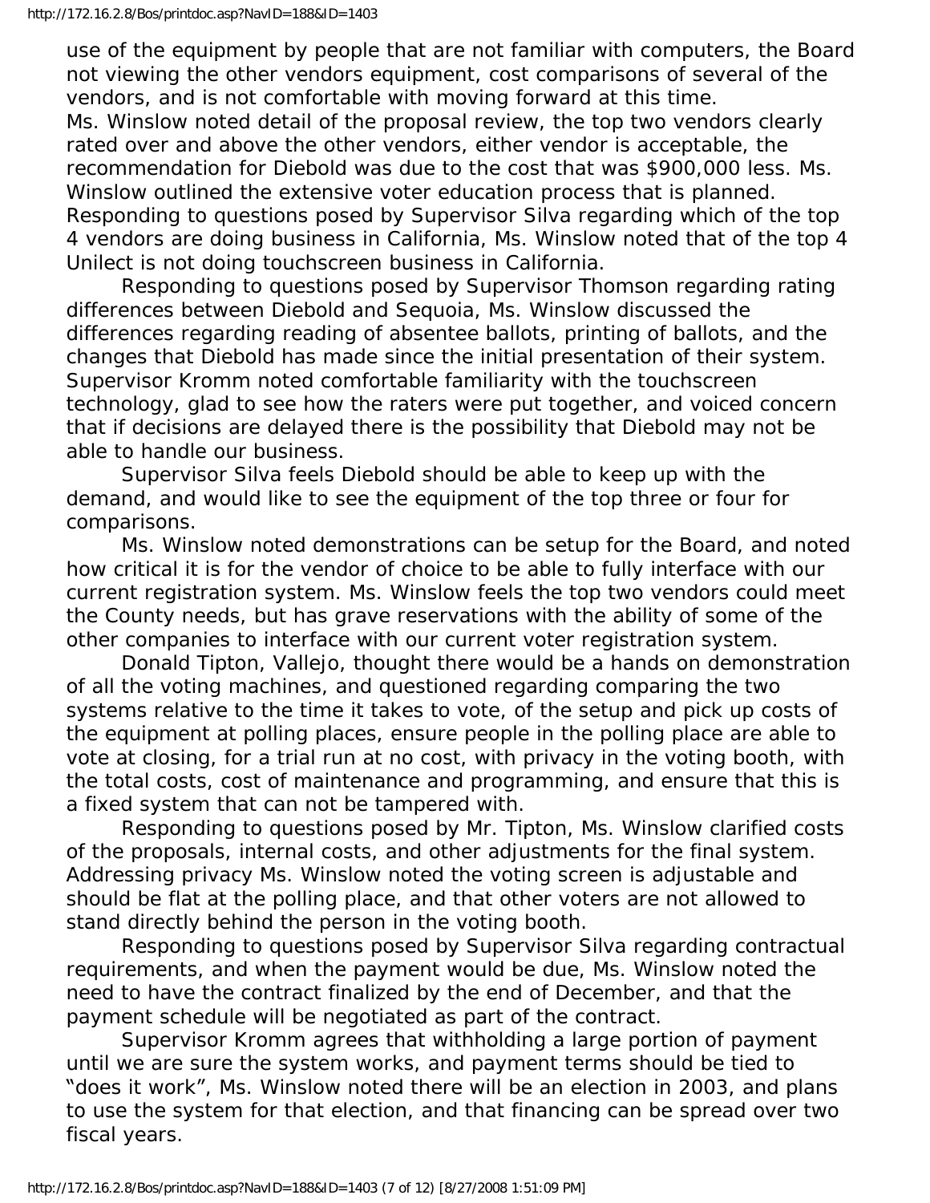use of the equipment by people that are not familiar with computers, the Board not viewing the other vendors equipment, cost comparisons of several of the vendors, and is not comfortable with moving forward at this time.

Ms. Winslow noted detail of the proposal review, the top two vendors clearly rated over and above the other vendors, either vendor is acceptable, the recommendation for Diebold was due to the cost that was $900,000 less. Ms. Winslow outlined the extensive voter education process that is planned. Responding to questions posed by Supervisor Silva regarding which of the top 4 vendors are doing business in California, Ms. Winslow noted that of the top 4 Unilect is not doing touchscreen business in California.

Responding to questions posed by Supervisor Thomson regarding rating differences between Diebold and Sequoia, Ms. Winslow discussed the differences regarding reading of absentee ballots, printing of ballots, and the changes that Diebold has made since the initial presentation of their system. Supervisor Kromm noted comfortable familiarity with the touchscreen technology, glad to see how the raters were put together, and voiced concern that if decisions are delayed there is the possibility that Diebold may not be able to handle our business.

Supervisor Silva feels Diebold should be able to keep up with the demand, and would like to see the equipment of the top three or four for comparisons.

Ms. Winslow noted demonstrations can be setup for the Board, and noted how critical it is for the vendor of choice to be able to fully interface with our current registration system. Ms. Winslow feels the top two vendors could meet the County needs, but has grave reservations with the ability of some of the other companies to interface with our current voter registration system.

Donald Tipton, Vallejo, thought there would be a hands on demonstration of all the voting machines, and questioned regarding comparing the two systems relative to the time it takes to vote, of the setup and pick up costs of the equipment at polling places, ensure people in the polling place are able to vote at closing, for a trial run at no cost, with privacy in the voting booth, with the total costs, cost of maintenance and programming, and ensure that this is a fixed system that can not be tampered with.

Responding to questions posed by Mr. Tipton, Ms. Winslow clarified costs of the proposals, internal costs, and other adjustments for the final system. Addressing privacy Ms. Winslow noted the voting screen is adjustable and should be flat at the polling place, and that other voters are not allowed to stand directly behind the person in the voting booth.

Responding to questions posed by Supervisor Silva regarding contractual requirements, and when the payment would be due, Ms. Winslow noted the need to have the contract finalized by the end of December, and that the payment schedule will be negotiated as part of the contract.

Supervisor Kromm agrees that withholding a large portion of payment until we are sure the system works, and payment terms should be tied to "does it work", Ms. Winslow noted there will be an election in 2003, and plans to use the system for that election, and that financing can be spread over two fiscal years.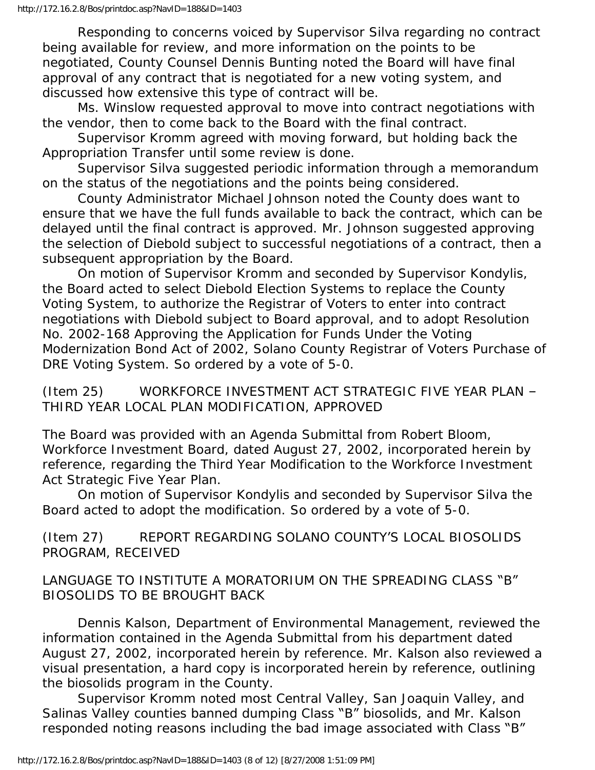Responding to concerns voiced by Supervisor Silva regarding no contract being available for review, and more information on the points to be negotiated, County Counsel Dennis Bunting noted the Board will have final approval of any contract that is negotiated for a new voting system, and discussed how extensive this type of contract will be.

Ms. Winslow requested approval to move into contract negotiations with the vendor, then to come back to the Board with the final contract.

Supervisor Kromm agreed with moving forward, but holding back the Appropriation Transfer until some review is done.

Supervisor Silva suggested periodic information through a memorandum on the status of the negotiations and the points being considered.

County Administrator Michael Johnson noted the County does want to ensure that we have the full funds available to back the contract, which can be delayed until the final contract is approved. Mr. Johnson suggested approving the selection of Diebold subject to successful negotiations of a contract, then a subsequent appropriation by the Board.

On motion of Supervisor Kromm and seconded by Supervisor Kondylis, the Board acted to select Diebold Election Systems to replace the County Voting System, to authorize the Registrar of Voters to enter into contract negotiations with Diebold subject to Board approval, and to adopt Resolution No. 2002-168 Approving the Application for Funds Under the Voting Modernization Bond Act of 2002, Solano County Registrar of Voters Purchase of DRE Voting System. So ordered by a vote of 5-0.

(Item 25) WORKFORCE INVESTMENT ACT STRATEGIC FIVE YEAR PLAN – THIRD YEAR LOCAL PLAN MODIFICATION, APPROVED

The Board was provided with an Agenda Submittal from Robert Bloom, Workforce Investment Board, dated August 27, 2002, incorporated herein by reference, regarding the Third Year Modification to the Workforce Investment Act Strategic Five Year Plan.

On motion of Supervisor Kondylis and seconded by Supervisor Silva the Board acted to adopt the modification. So ordered by a vote of 5-0.

(Item 27) REPORT REGARDING SOLANO COUNTY'S LOCAL BIOSOLIDS PROGRAM, RECEIVED

LANGUAGE TO INSTITUTE A MORATORIUM ON THE SPREADING CLASS "B" BIOSOLIDS TO BE BROUGHT BACK

Dennis Kalson, Department of Environmental Management, reviewed the information contained in the Agenda Submittal from his department dated August 27, 2002, incorporated herein by reference. Mr. Kalson also reviewed a visual presentation, a hard copy is incorporated herein by reference, outlining the biosolids program in the County.

Supervisor Kromm noted most Central Valley, San Joaquin Valley, and Salinas Valley counties banned dumping Class "B" biosolids, and Mr. Kalson responded noting reasons including the bad image associated with Class "B"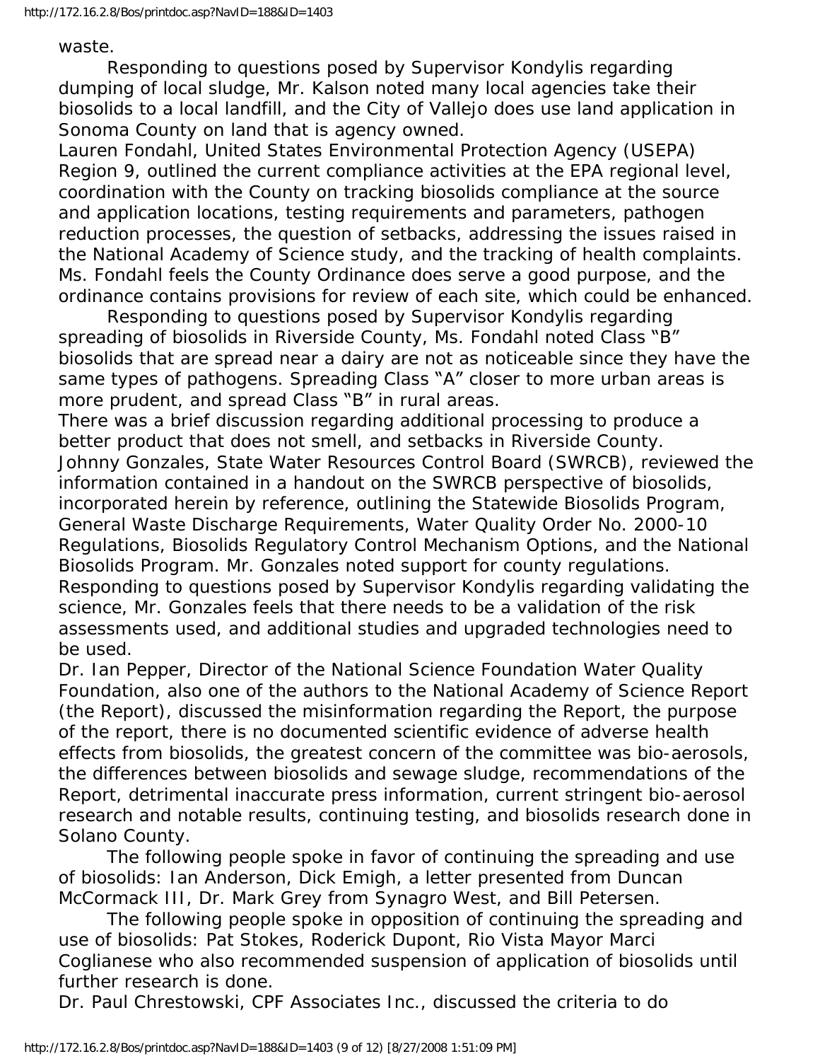waste.

Responding to questions posed by Supervisor Kondylis regarding dumping of local sludge, Mr. Kalson noted many local agencies take their biosolids to a local landfill, and the City of Vallejo does use land application in Sonoma County on land that is agency owned.

Lauren Fondahl, United States Environmental Protection Agency (USEPA) Region 9, outlined the current compliance activities at the EPA regional level, coordination with the County on tracking biosolids compliance at the source and application locations, testing requirements and parameters, pathogen reduction processes, the question of setbacks, addressing the issues raised in the National Academy of Science study, and the tracking of health complaints. Ms. Fondahl feels the County Ordinance does serve a good purpose, and the ordinance contains provisions for review of each site, which could be enhanced.

Responding to questions posed by Supervisor Kondylis regarding spreading of biosolids in Riverside County, Ms. Fondahl noted Class "B" biosolids that are spread near a dairy are not as noticeable since they have the same types of pathogens. Spreading Class "A" closer to more urban areas is more prudent, and spread Class "B" in rural areas.

There was a brief discussion regarding additional processing to produce a better product that does not smell, and setbacks in Riverside County.

Johnny Gonzales, State Water Resources Control Board (SWRCB), reviewed the information contained in a handout on the SWRCB perspective of biosolids, incorporated herein by reference, outlining the Statewide Biosolids Program, General Waste Discharge Requirements, Water Quality Order No. 2000-10 Regulations, Biosolids Regulatory Control Mechanism Options, and the National Biosolids Program. Mr. Gonzales noted support for county regulations.

Responding to questions posed by Supervisor Kondylis regarding validating the science, Mr. Gonzales feels that there needs to be a validation of the risk assessments used, and additional studies and upgraded technologies need to be used.

Dr. Ian Pepper, Director of the National Science Foundation Water Quality Foundation, also one of the authors to the National Academy of Science Report (the Report), discussed the misinformation regarding the Report, the purpose of the report, there is no documented scientific evidence of adverse health effects from biosolids, the greatest concern of the committee was bio-aerosols, the differences between biosolids and sewage sludge, recommendations of the Report, detrimental inaccurate press information, current stringent bio-aerosol research and notable results, continuing testing, and biosolids research done in Solano County.

The following people spoke in favor of continuing the spreading and use of biosolids: Ian Anderson, Dick Emigh, a letter presented from Duncan McCormack III, Dr. Mark Grey from Synagro West, and Bill Petersen.

The following people spoke in opposition of continuing the spreading and use of biosolids: Pat Stokes, Roderick Dupont, Rio Vista Mayor Marci Coglianese who also recommended suspension of application of biosolids until further research is done.

Dr. Paul Chrestowski, CPF Associates Inc., discussed the criteria to do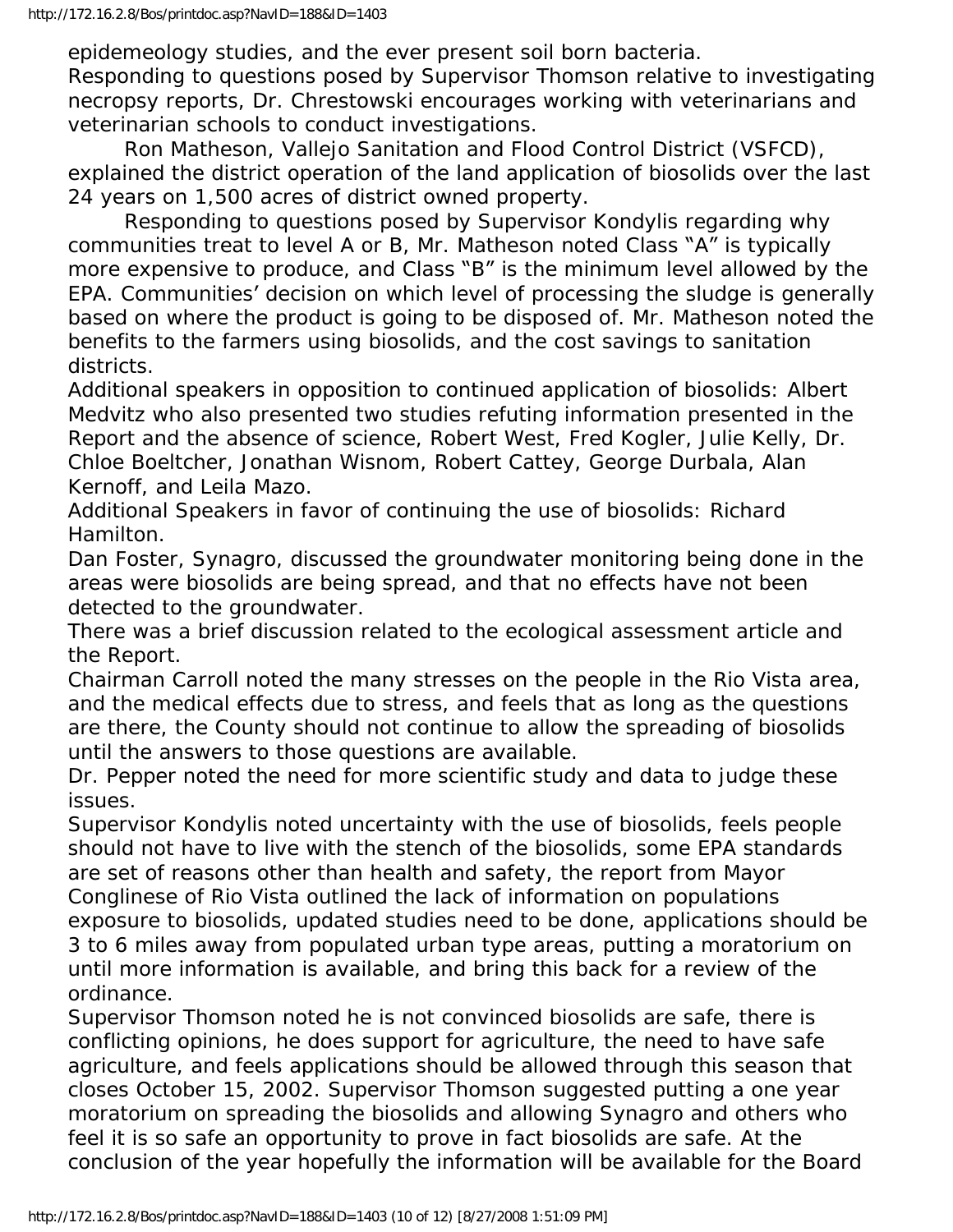epidemeology studies, and the ever present soil born bacteria.
Responding to questions posed by Supervisor Thomson relative to investigating necropsy reports, Dr. Chrestowski encourages working with veterinarians and veterinarian schools to conduct investigations.

Ron Matheson, Vallejo Sanitation and Flood Control District (VSFCD), explained the district operation of the land application of biosolids over the last 24 years on 1,500 acres of district owned property.

Responding to questions posed by Supervisor Kondylis regarding why communities treat to level A or B, Mr. Matheson noted Class "A" is typically more expensive to produce, and Class "B" is the minimum level allowed by the EPA. Communities' decision on which level of processing the sludge is generally based on where the product is going to be disposed of. Mr. Matheson noted the benefits to the farmers using biosolids, and the cost savings to sanitation districts.

Additional speakers in opposition to continued application of biosolids: Albert Medvitz who also presented two studies refuting information presented in the Report and the absence of science, Robert West, Fred Kogler, Julie Kelly, Dr. Chloe Boeltcher, Jonathan Wisnom, Robert Cattey, George Durbala, Alan Kernoff, and Leila Mazo.

Additional Speakers in favor of continuing the use of biosolids: Richard Hamilton.

Dan Foster, Synagro, discussed the groundwater monitoring being done in the areas were biosolids are being spread, and that no effects have not been detected to the groundwater.

There was a brief discussion related to the ecological assessment article and the Report.

Chairman Carroll noted the many stresses on the people in the Rio Vista area, and the medical effects due to stress, and feels that as long as the questions are there, the County should not continue to allow the spreading of biosolids until the answers to those questions are available.

Dr. Pepper noted the need for more scientific study and data to judge these issues.

Supervisor Kondylis noted uncertainty with the use of biosolids, feels people should not have to live with the stench of the biosolids, some EPA standards are set of reasons other than health and safety, the report from Mayor Conglinese of Rio Vista outlined the lack of information on populations exposure to biosolids, updated studies need to be done, applications should be 3 to 6 miles away from populated urban type areas, putting a moratorium on until more information is available, and bring this back for a review of the ordinance.

Supervisor Thomson noted he is not convinced biosolids are safe, there is conflicting opinions, he does support for agriculture, the need to have safe agriculture, and feels applications should be allowed through this season that closes October 15, 2002. Supervisor Thomson suggested putting a one year moratorium on spreading the biosolids and allowing Synagro and others who feel it is so safe an opportunity to prove in fact biosolids are safe. At the conclusion of the year hopefully the information will be available for the Board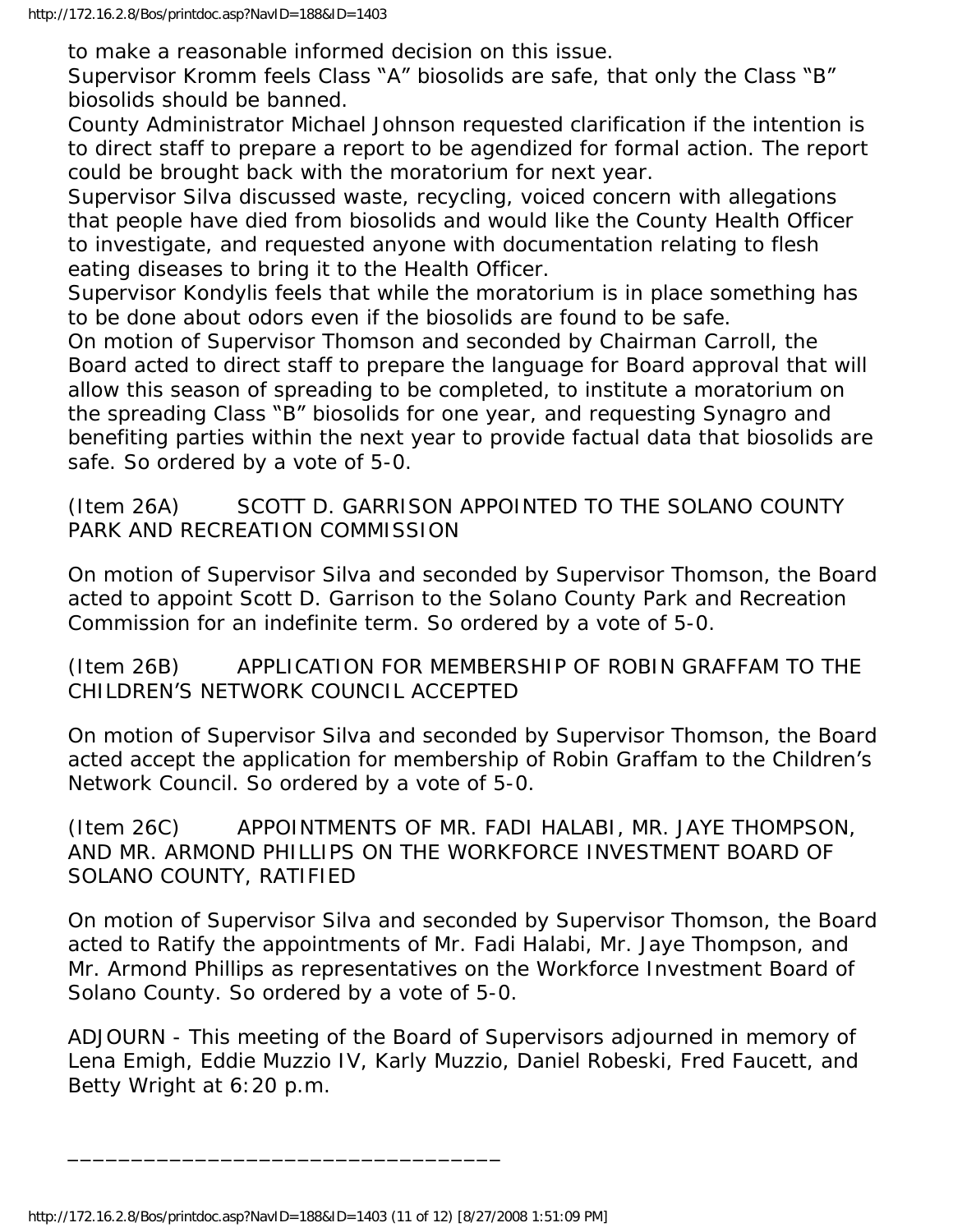to make a reasonable informed decision on this issue.
Supervisor Kromm feels Class "A" biosolids are safe, that only the Class "B" biosolids should be banned.
County Administrator Michael Johnson requested clarification if the intention is to direct staff to prepare a report to be agendized for formal action. The report could be brought back with the moratorium for next year.
Supervisor Silva discussed waste, recycling, voiced concern with allegations that people have died from biosolids and would like the County Health Officer to investigate, and requested anyone with documentation relating to flesh eating diseases to bring it to the Health Officer.
Supervisor Kondylis feels that while the moratorium is in place something has to be done about odors even if the biosolids are found to be safe.
On motion of Supervisor Thomson and seconded by Chairman Carroll, the Board acted to direct staff to prepare the language for Board approval that will allow this season of spreading to be completed, to institute a moratorium on the spreading Class "B" biosolids for one year, and requesting Synagro and benefiting parties within the next year to provide factual data that biosolids are safe. So ordered by a vote of 5-0.

(Item 26A) SCOTT D. GARRISON APPOINTED TO THE SOLANO COUNTY PARK AND RECREATION COMMISSION

On motion of Supervisor Silva and seconded by Supervisor Thomson, the Board acted to appoint Scott D. Garrison to the Solano County Park and Recreation Commission for an indefinite term. So ordered by a vote of 5-0.

(Item 26B) APPLICATION FOR MEMBERSHIP OF ROBIN GRAFFAM TO THE CHILDREN'S NETWORK COUNCIL ACCEPTED

On motion of Supervisor Silva and seconded by Supervisor Thomson, the Board acted accept the application for membership of Robin Graffam to the Children's Network Council. So ordered by a vote of 5-0.

(Item 26C) APPOINTMENTS OF MR. FADI HALABI, MR. JAYE THOMPSON, AND MR. ARMOND PHILLIPS ON THE WORKFORCE INVESTMENT BOARD OF SOLANO COUNTY, RATIFIED

On motion of Supervisor Silva and seconded by Supervisor Thomson, the Board acted to Ratify the appointments of Mr. Fadi Halabi, Mr. Jaye Thompson, and Mr. Armond Phillips as representatives on the Workforce Investment Board of Solano County. So ordered by a vote of 5-0.

ADJOURN - This meeting of the Board of Supervisors adjourned in memory of Lena Emigh, Eddie Muzzio IV, Karly Muzzio, Daniel Robeski, Fred Faucett, and Betty Wright at 6:20 p.m.

\_\_\_\_\_\_\_\_\_\_\_\_\_\_\_\_\_\_\_\_\_\_\_\_\_\_\_\_\_\_\_\_\_\_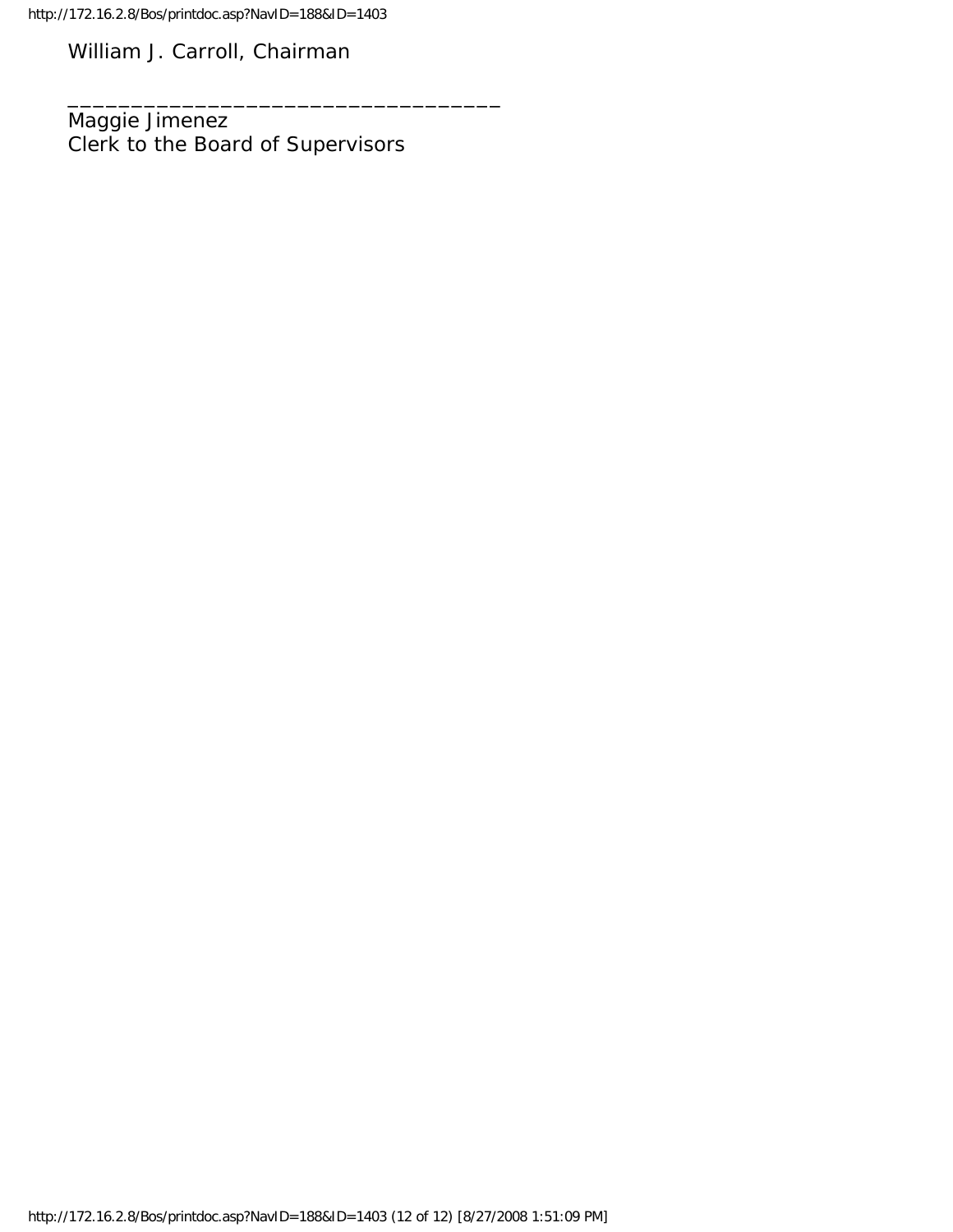William J. Carroll, Chairman

_________________________________
Maggie Jimenez
Clerk to the Board of Supervisors